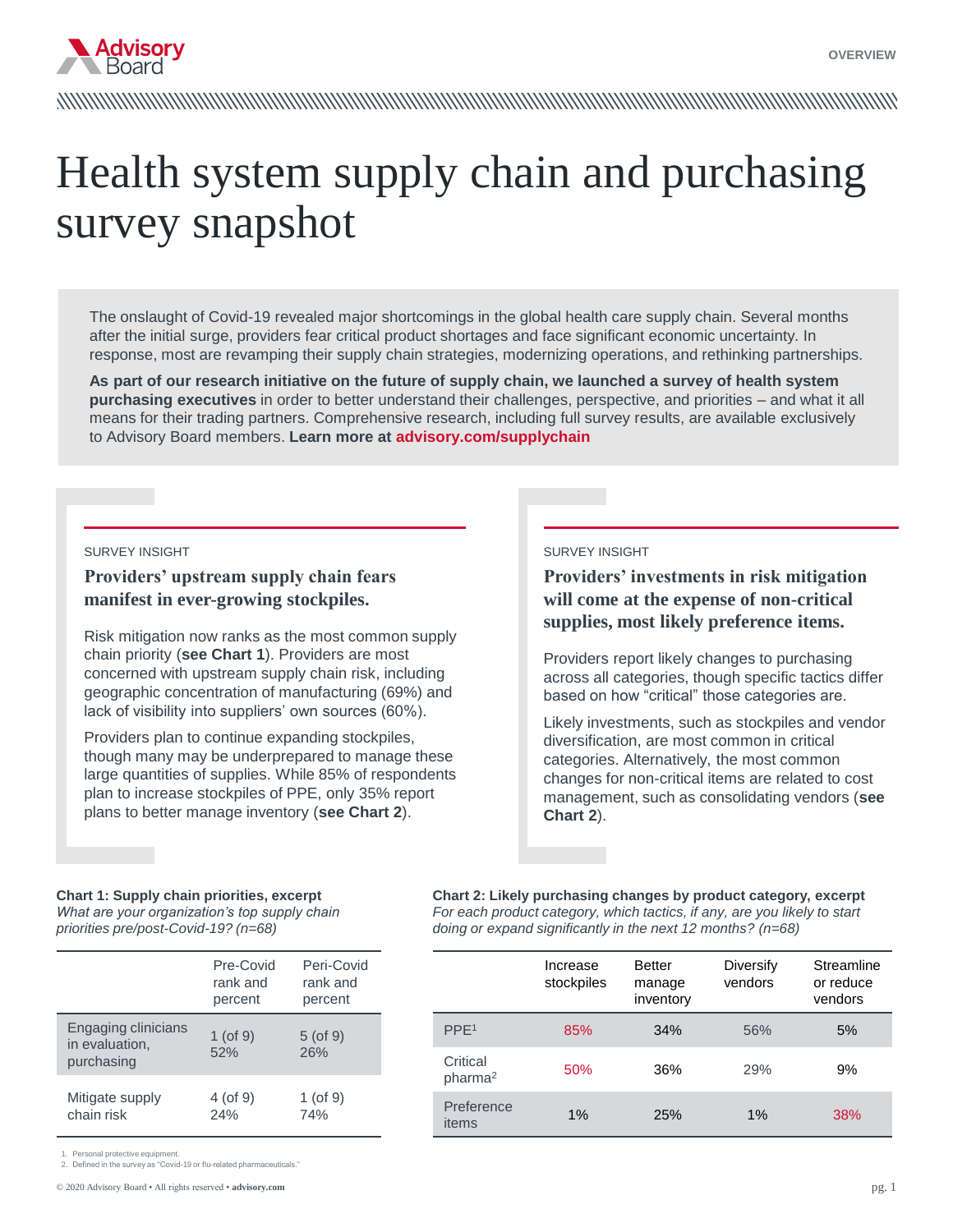OVERVIEW

# Health system supply chain and purchasing survey snapshot

The onslaught of Covid-19 revealed major shortcomings in the global health care supply chain. Several months after the initial surge, providers fear critical product shortages and face significant economic uncertainty. In response, most are revamping their supply chain strategies, modernizing operations, and rethinking partnerships.

**As part of our research initiative on the future of supply chain, we launched a survey of health system purchasing executives** in order to better understand their challenges, perspective, and priorities – and what it all means for their trading partners. Comprehensive research, including full survey results, are available exclusively to Advisory Board members. **Learn more at advisory.com/supplychain**

SURVEY INSIGHT

## Providers' upstream supply chain fears manifest in ever-growing stockpiles.

Risk mitigation now ranks as the most common supply chain priority (**see Chart 1**). Providers are most concerned with upstream supply chain risk, including geographic concentration of manufacturing (69%) and lack of visibility into suppliers' own sources (60%).

Providers plan to continue expanding stockpiles, though many may be underprepared to manage these large quantities of supplies. While 85% of respondents plan to increase stockpiles of PPE, only 35% report plans to better manage inventory (**see Chart 2**).

SURVEY INSIGHT

## Providers' investments in risk mitigation will come at the expense of non-critical supplies, most likely preference items.

Providers report likely changes to purchasing across all categories, though specific tactics differ based on how "critical" those categories are.

Likely investments, such as stockpiles and vendor diversification, are most common in critical categories. Alternatively, the most common changes for non-critical items are related to cost management, such as consolidating vendors (**see Chart 2**).

**Chart 1: Supply chain priorities, excerpt**
*What are your organization's top supply chain priorities pre/post-Covid-19? (n=68)*

| | Pre-Covid rank and percent | Peri-Covid rank and percent |
|---|---|---|
| Engaging clinicians in evaluation, purchasing | 1 (of 9) 52% | 5 (of 9) 26% |
| Mitigate supply chain risk | 4 (of 9) 24% | 1 (of 9) 74% |

**Chart 2: Likely purchasing changes by product category, excerpt**
*For each product category, which tactics, if any, are you likely to start doing or expand significantly in the next 12 months? (n=68)*

| | Increase stockpiles | Better manage inventory | Diversify vendors | Streamline or reduce vendors |
|---|---|---|---|---|
| PPE[1] | 85% | 34% | 56% | 5% |
| Critical pharma[2] | 50% | 36% | 29% | 9% |
| Preference items | 1% | 25% | 1% | 38% |

1. Personal protective equipment.
2. Defined in the survey as "Covid-19 or flu-related pharmaceuticals."

© 2020 Advisory Board • All rights reserved • advisory.com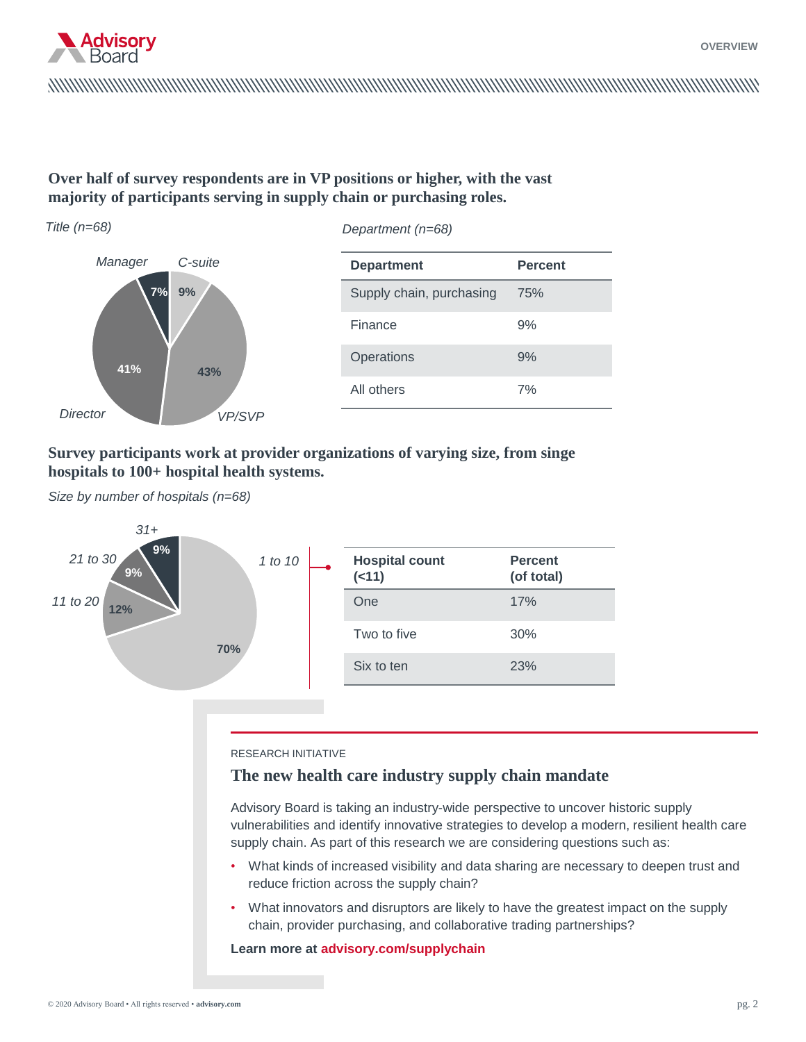**Over half of survey respondents are in VP positions or higher, with the vast majority of participants serving in supply chain or purchasing roles.**

*Title (n=68)*

Manager
C-suite
7%
9%
41%
43%
Director
VP/SVP

*Department (n=68)*

| Department | Percent |
|---|---|
| Supply chain, purchasing | 75% |
| Finance | 9% |
| Operations | 9% |
| All others | 7% |

**Survey participants work at provider organizations of varying size, from singe hospitals to 100+ hospital health systems.**

*Size by number of hospitals (n=68)*

31+
21 to 30
11 to 20
1 to 10
9%
9%
12%
70%

| Hospital count (<11) | Percent (of total) |
|---|---|
| One | 17% |
| Two to five | 30% |
| Six to ten | 23% |

RESEARCH INITIATIVE

## The new health care industry supply chain mandate

Advisory Board is taking an industry-wide perspective to uncover historic supply vulnerabilities and identify innovative strategies to develop a modern, resilient health care supply chain. As part of this research we are considering questions such as:

- What kinds of increased visibility and data sharing are necessary to deepen trust and reduce friction across the supply chain?
- What innovators and disruptors are likely to have the greatest impact on the supply chain, provider purchasing, and collaborative trading partnerships?

**Learn more at advisory.com/supplychain**

© 2020 Advisory Board • All rights reserved • **advisory.com**